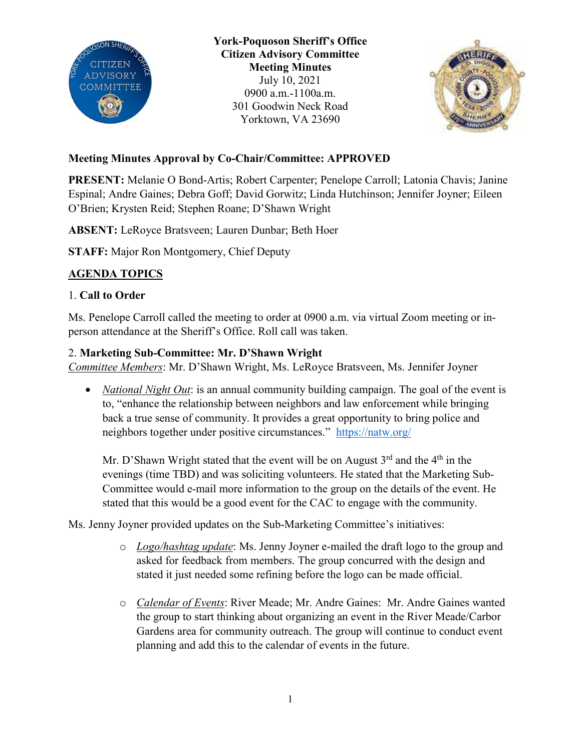**York-Poquoson Sheriff's Office**
**Citizen Advisory Committee**
**Meeting Minutes**
July 10, 2021
0900 a.m.-1100a.m.
301 Goodwin Neck Road
Yorktown, VA 23690

**Meeting Minutes Approval by Co-Chair/Committee: APPROVED**

**PRESENT:** Melanie O Bond-Artis; Robert Carpenter; Penelope Carroll; Latonia Chavis; Janine Espinal; Andre Gaines; Debra Goff; David Gorwitz; Linda Hutchinson; Jennifer Joyner; Eileen O'Brien; Krysten Reid; Stephen Roane; D'Shawn Wright

**ABSENT:** LeRoyce Bratsveen; Lauren Dunbar; Beth Hoer

**STAFF:** Major Ron Montgomery, Chief Deputy

## AGENDA TOPICS

1. **Call to Order**

Ms. Penelope Carroll called the meeting to order at 0900 a.m. via virtual Zoom meeting or in-person attendance at the Sheriff's Office. Roll call was taken.

2. **Marketing Sub-Committee: Mr. D'Shawn Wright**
*Committee Members*: Mr. D'Shawn Wright, Ms. LeRoyce Bratsveen, Ms. Jennifer Joyner

- *National Night Out*: is an annual community building campaign. The goal of the event is to, "enhance the relationship between neighbors and law enforcement while bringing back a true sense of community. It provides a great opportunity to bring police and neighbors together under positive circumstances." https://natw.org/

  Mr. D'Shawn Wright stated that the event will be on August 3rd and the 4th in the evenings (time TBD) and was soliciting volunteers. He stated that the Marketing Sub-Committee would e-mail more information to the group on the details of the event. He stated that this would be a good event for the CAC to engage with the community.

Ms. Jenny Joyner provided updates on the Sub-Marketing Committee's initiatives:

- *Logo/hashtag update*: Ms. Jenny Joyner e-mailed the draft logo to the group and asked for feedback from members. The group concurred with the design and stated it just needed some refining before the logo can be made official.
- *Calendar of Events*: River Meade; Mr. Andre Gaines: Mr. Andre Gaines wanted the group to start thinking about organizing an event in the River Meade/Carbor Gardens area for community outreach. The group will continue to conduct event planning and add this to the calendar of events in the future.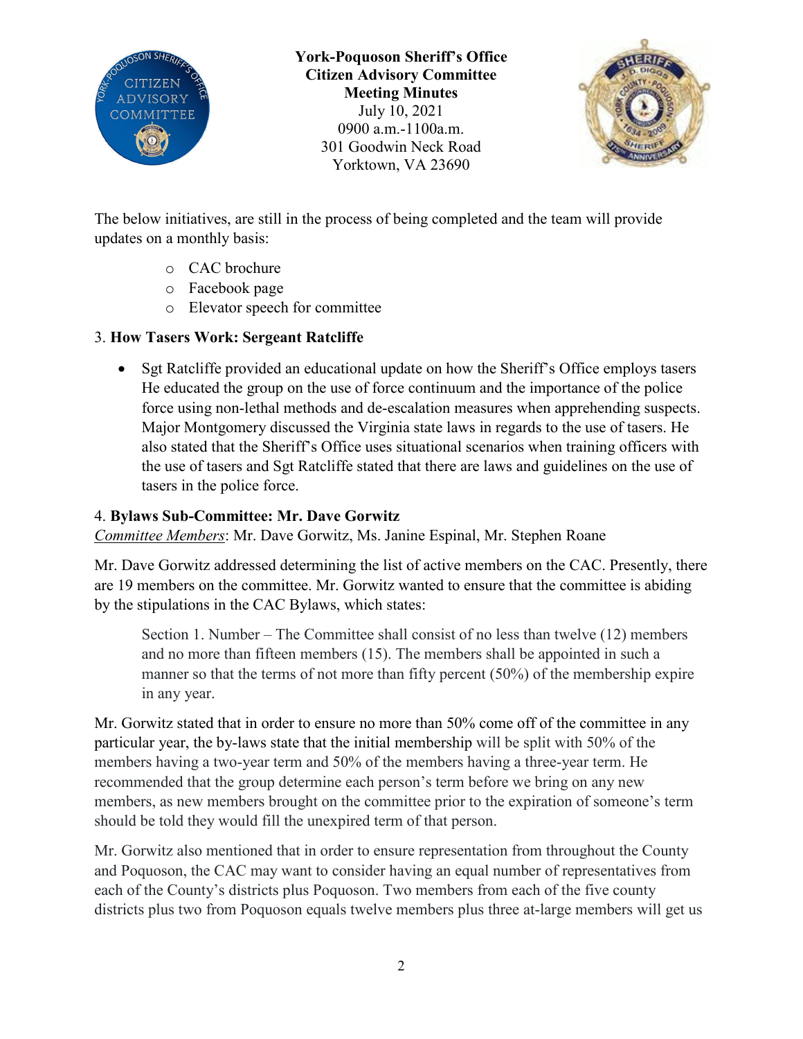**York-Poquoson Sheriff's Office**
**Citizen Advisory Committee**
**Meeting Minutes**
July 10, 2021
0900 a.m.-1100a.m.
301 Goodwin Neck Road
Yorktown, VA 23690

The below initiatives, are still in the process of being completed and the team will provide updates on a monthly basis:

- CAC brochure
- Facebook page
- Elevator speech for committee

3. **How Tasers Work: Sergeant Ratcliffe**

- Sgt Ratcliffe provided an educational update on how the Sheriff's Office employs tasers He educated the group on the use of force continuum and the importance of the police force using non-lethal methods and de-escalation measures when apprehending suspects. Major Montgomery discussed the Virginia state laws in regards to the use of tasers. He also stated that the Sheriff's Office uses situational scenarios when training officers with the use of tasers and Sgt Ratcliffe stated that there are laws and guidelines on the use of tasers in the police force.

4. **Bylaws Sub-Committee: Mr. Dave Gorwitz**
*Committee Members*: Mr. Dave Gorwitz, Ms. Janine Espinal, Mr. Stephen Roane

Mr. Dave Gorwitz addressed determining the list of active members on the CAC. Presently, there are 19 members on the committee. Mr. Gorwitz wanted to ensure that the committee is abiding by the stipulations in the CAC Bylaws, which states:

> Section 1. Number – The Committee shall consist of no less than twelve (12) members and no more than fifteen members (15). The members shall be appointed in such a manner so that the terms of not more than fifty percent (50%) of the membership expire in any year.

Mr. Gorwitz stated that in order to ensure no more than 50% come off of the committee in any particular year, the by-laws state that the initial membership will be split with 50% of the members having a two-year term and 50% of the members having a three-year term. He recommended that the group determine each person's term before we bring on any new members, as new members brought on the committee prior to the expiration of someone's term should be told they would fill the unexpired term of that person.

Mr. Gorwitz also mentioned that in order to ensure representation from throughout the County and Poquoson, the CAC may want to consider having an equal number of representatives from each of the County's districts plus Poquoson. Two members from each of the five county districts plus two from Poquoson equals twelve members plus three at-large members will get us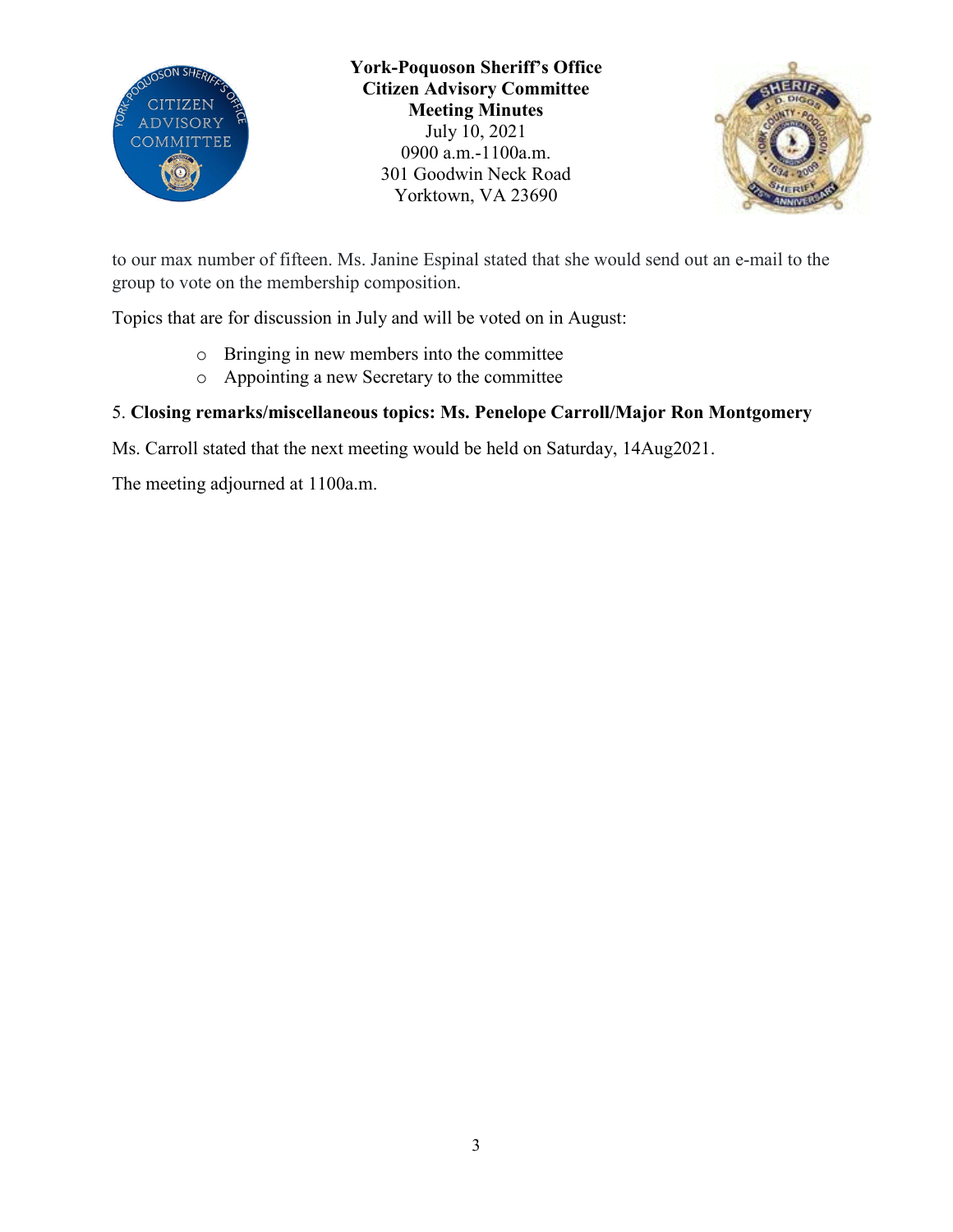**York-Poquoson Sheriff's Office**
**Citizen Advisory Committee**
**Meeting Minutes**
July 10, 2021
0900 a.m.-1100a.m.
301 Goodwin Neck Road
Yorktown, VA 23690

to our max number of fifteen. Ms. Janine Espinal stated that she would send out an e-mail to the group to vote on the membership composition.

Topics that are for discussion in July and will be voted on in August:

- Bringing in new members into the committee
- Appointing a new Secretary to the committee

5. **Closing remarks/miscellaneous topics: Ms. Penelope Carroll/Major Ron Montgomery**

Ms. Carroll stated that the next meeting would be held on Saturday, 14Aug2021.

The meeting adjourned at 1100a.m.